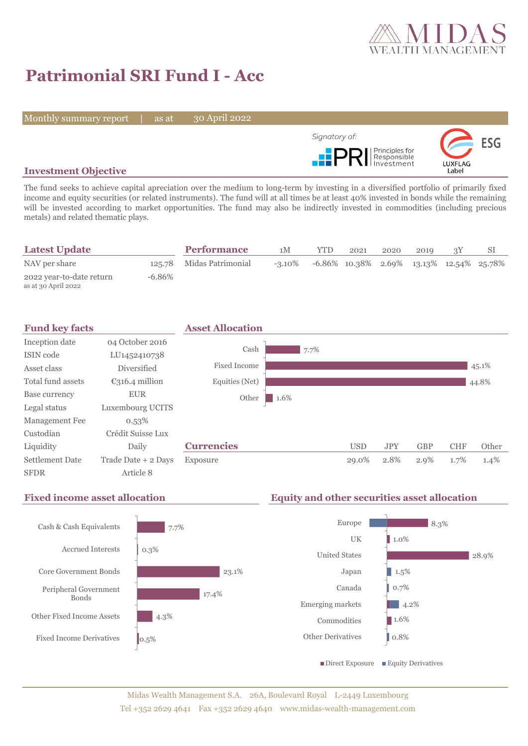# Patrimonial SRI Fund I - Acc

Monthly summary report | as at 30 April 2022

Signatory of: PRI Principles for Responsible Investment

ESG LUXFLAG Label

## Investment Objective

The fund seeks to achieve capital apreciation over the medium to long-term by investing in a diversified portfolio of primarily fixed income and equity securities (or related instruments). The fund will at all times be at least 40% invested in bonds while the remaining will be invested according to market opportunities. The fund may also be indirectly invested in commodities (including precious metals) and related thematic plays.

## Latest Update

| | |
|---|---|
| NAV per share | 125.78 |
| 2022 year-to-date return<br>as at 30 April 2022 | -6.86% |

## Performance

| | 1M | YTD | 2021 | 2020 | 2019 | 3Y | SI |
|---|---|---|---|---|---|---|---|
| Midas Patrimonial | -3.10% | -6.86% | 10.38% | 2.69% | 13.13% | 12.54% | 25.78% |

## Fund key facts

| | |
|---|---|
| Inception date | 04 October 2016 |
| ISIN code | LU1452410738 |
| Asset class | Diversified |
| Total fund assets | €316.4 million |
| Base currency | EUR |
| Legal status | Luxembourg UCITS |
| Management Fee | 0.53% |
| Custodian | Crédit Suisse Lux |
| Liquidity | Daily |
| Settlement Date | Trade Date + 2 Days |
| SFDR | Article 8 |

## Asset Allocation

| | |
|---|---|
| Cash | 7.7% |
| Fixed Income | 45.1% |
| Equities (Net) | 44.8% |
| Other | 1.6% |

## Currencies

| | USD | JPY | GBP | CHF | Other |
|---|---|---|---|---|---|
| Exposure | 29.0% | 2.8% | 2.9% | 1.7% | 1.4% |

## Fixed income asset allocation

| | |
|---|---|
| Cash & Cash Equivalents | 7.7% |
| Accrued Interests | 0.3% |
| Core Government Bonds | 23.1% |
| Peripheral Government Bonds | 17.4% |
| Other Fixed Income Assets | 4.3% |
| Fixed Income Derivatives | 0.5% |

## Equity and other securities asset allocation

| | |
|---|---|
| Europe | 8.3% |
| UK | 1.0% |
| United States | 28.9% |
| Japan | 1.5% |
| Canada | 0.7% |
| Emerging markets | 4.2% |
| Commodities | 1.6% |
| Other Derivatives | 0.8% |

■ Direct Exposure ■ Equity Derivatives

Midas Wealth Management S.A. 26A, Boulevard Royal L-2449 Luxembourg
Tel +352 2629 4641 Fax +352 2629 4640 www.midas-wealth-management.com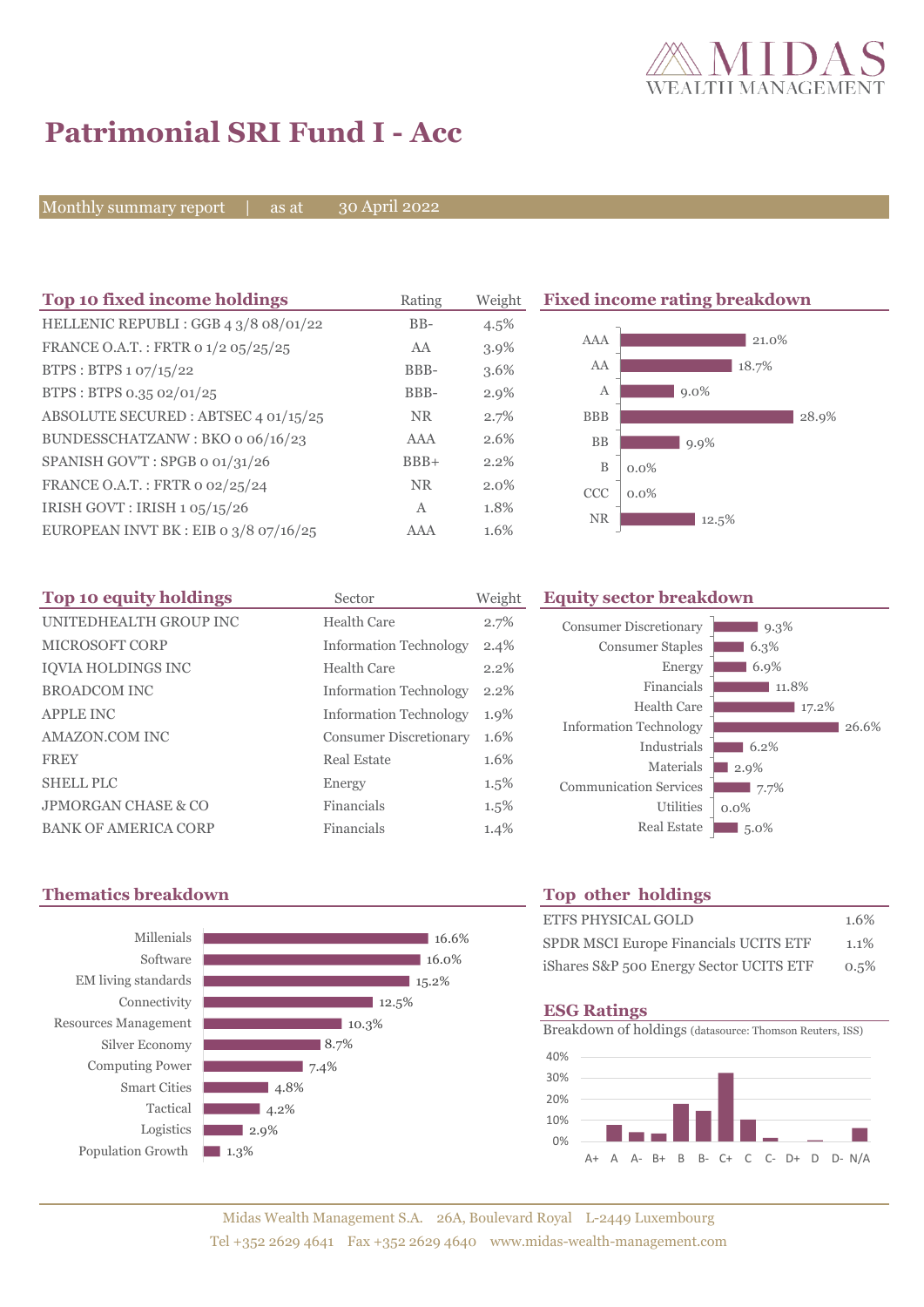# Patrimonial SRI Fund I - Acc

Monthly summary report | as at 30 April 2022

## Top 10 fixed income holdings

| Top 10 fixed income holdings | Rating | Weight |
|---|---|---|
| HELLENIC REPUBLI : GGB 4 3/8 08/01/22 | BB- | 4.5% |
| FRANCE O.A.T. : FRTR 0 1/2 05/25/25 | AA | 3.9% |
| BTPS : BTPS 1 07/15/22 | BBB- | 3.6% |
| BTPS : BTPS 0.35 02/01/25 | BBB- | 2.9% |
| ABSOLUTE SECURED : ABTSEC 4 01/15/25 | NR | 2.7% |
| BUNDESSCHATZANW : BKO 0 06/16/23 | AAA | 2.6% |
| SPANISH GOV'T : SPGB 0 01/31/26 | BBB+ | 2.2% |
| FRANCE O.A.T. : FRTR 0 02/25/24 | NR | 2.0% |
| IRISH GOVT : IRISH 1 05/15/26 | A | 1.8% |
| EUROPEAN INVT BK : EIB 0 3/8 07/16/25 | AAA | 1.6% |

## Fixed income rating breakdown

| Rating | Weight |
|---|---|
| AAA | 21.0% |
| AA | 18.7% |
| A | 9.0% |
| BBB | 28.9% |
| BB | 9.9% |
| B | 0.0% |
| CCC | 0.0% |
| NR | 12.5% |

## Top 10 equity holdings

| Top 10 equity holdings | Sector | Weight |
|---|---|---|
| UNITEDHEALTH GROUP INC | Health Care | 2.7% |
| MICROSOFT CORP | Information Technology | 2.4% |
| IQVIA HOLDINGS INC | Health Care | 2.2% |
| BROADCOM INC | Information Technology | 2.2% |
| APPLE INC | Information Technology | 1.9% |
| AMAZON.COM INC | Consumer Discretionary | 1.6% |
| FREY | Real Estate | 1.6% |
| SHELL PLC | Energy | 1.5% |
| JPMORGAN CHASE & CO | Financials | 1.5% |
| BANK OF AMERICA CORP | Financials | 1.4% |

## Equity sector breakdown

| Sector | Weight |
|---|---|
| Consumer Discretionary | 9.3% |
| Consumer Staples | 6.3% |
| Energy | 6.9% |
| Financials | 11.8% |
| Health Care | 17.2% |
| Information Technology | 26.6% |
| Industrials | 6.2% |
| Materials | 2.9% |
| Communication Services | 7.7% |
| Utilities | 0.0% |
| Real Estate | 5.0% |

## Thematics breakdown

| Thematic | Weight |
|---|---|
| Millenials | 16.6% |
| Software | 16.0% |
| EM living standards | 15.2% |
| Connectivity | 12.5% |
| Resources Management | 10.3% |
| Silver Economy | 8.7% |
| Computing Power | 7.4% |
| Smart Cities | 4.8% |
| Tactical | 4.2% |
| Logistics | 2.9% |
| Population Growth | 1.3% |

## Top other holdings

| Top other holdings | Weight |
|---|---|
| ETFS PHYSICAL GOLD | 1.6% |
| SPDR MSCI Europe Financials UCITS ETF | 1.1% |
| iShares S&P 500 Energy Sector UCITS ETF | 0.5% |

## ESG Ratings

Breakdown of holdings (datasource: Thomson Reuters, ISS)

Ratings: A+, A, A-, B+, B, B-, C+, C, C-, D+, D, D-, N/A (scale 0%–40%)

Midas Wealth Management S.A. 26A, Boulevard Royal L-2449 Luxembourg
Tel +352 2629 4641 Fax +352 2629 4640 www.midas-wealth-management.com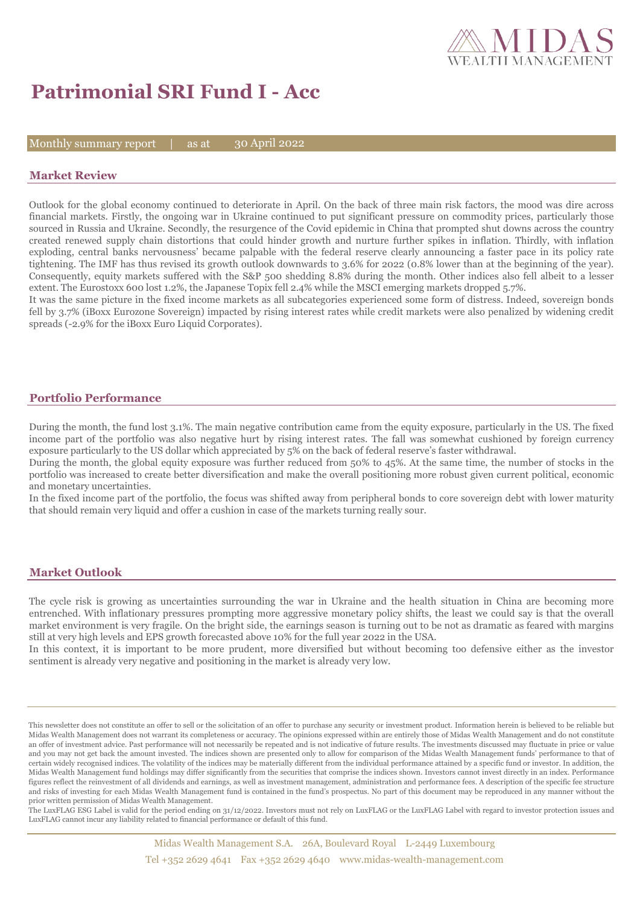MIDAS
WEALTH MANAGEMENT

# Patrimonial SRI Fund I - Acc

Monthly summary report | as at 30 April 2022

## Market Review

Outlook for the global economy continued to deteriorate in April. On the back of three main risk factors, the mood was dire across financial markets. Firstly, the ongoing war in Ukraine continued to put significant pressure on commodity prices, particularly those sourced in Russia and Ukraine. Secondly, the resurgence of the Covid epidemic in China that prompted shut downs across the country created renewed supply chain distortions that could hinder growth and nurture further spikes in inflation. Thirdly, with inflation exploding, central banks nervousness' became palpable with the federal reserve clearly announcing a faster pace in its policy rate tightening. The IMF has thus revised its growth outlook downwards to 3.6% for 2022 (0.8% lower than at the beginning of the year). Consequently, equity markets suffered with the S&P 500 shedding 8.8% during the month. Other indices also fell albeit to a lesser extent. The Eurostoxx 600 lost 1.2%, the Japanese Topix fell 2.4% while the MSCI emerging markets dropped 5.7%.
It was the same picture in the fixed income markets as all subcategories experienced some form of distress. Indeed, sovereign bonds fell by 3.7% (iBoxx Eurozone Sovereign) impacted by rising interest rates while credit markets were also penalized by widening credit spreads (-2.9% for the iBoxx Euro Liquid Corporates).

## Portfolio Performance

During the month, the fund lost 3.1%. The main negative contribution came from the equity exposure, particularly in the US. The fixed income part of the portfolio was also negative hurt by rising interest rates. The fall was somewhat cushioned by foreign currency exposure particularly to the US dollar which appreciated by 5% on the back of federal reserve's faster withdrawal.
During the month, the global equity exposure was further reduced from 50% to 45%. At the same time, the number of stocks in the portfolio was increased to create better diversification and make the overall positioning more robust given current political, economic and monetary uncertainties.
In the fixed income part of the portfolio, the focus was shifted away from peripheral bonds to core sovereign debt with lower maturity that should remain very liquid and offer a cushion in case of the markets turning really sour.

## Market Outlook

The cycle risk is growing as uncertainties surrounding the war in Ukraine and the health situation in China are becoming more entrenched. With inflationary pressures prompting more aggressive monetary policy shifts, the least we could say is that the overall market environment is very fragile. On the bright side, the earnings season is turning out to be not as dramatic as feared with margins still at very high levels and EPS growth forecasted above 10% for the full year 2022 in the USA.
In this context, it is important to be more prudent, more diversified but without becoming too defensive either as the investor sentiment is already very negative and positioning in the market is already very low.

This newsletter does not constitute an offer to sell or the solicitation of an offer to purchase any security or investment product. Information herein is believed to be reliable but Midas Wealth Management does not warrant its completeness or accuracy. The opinions expressed within are entirely those of Midas Wealth Management and do not constitute an offer of investment advice. Past performance will not necessarily be repeated and is not indicative of future results. The investments discussed may fluctuate in price or value and you may not get back the amount invested. The indices shown are presented only to allow for comparison of the Midas Wealth Management funds' performance to that of certain widely recognised indices. The volatility of the indices may be materially different from the individual performance attained by a specific fund or investor. In addition, the Midas Wealth Management fund holdings may differ significantly from the securities that comprise the indices shown. Investors cannot invest directly in an index. Performance figures reflect the reinvestment of all dividends and earnings, as well as investment management, administration and performance fees. A description of the specific fee structure and risks of investing for each Midas Wealth Management fund is contained in the fund's prospectus. No part of this document may be reproduced in any manner without the prior written permission of Midas Wealth Management.
The LuxFLAG ESG Label is valid for the period ending on 31/12/2022. Investors must not rely on LuxFLAG or the LuxFLAG Label with regard to investor protection issues and LuxFLAG cannot incur any liability related to financial performance or default of this fund.

Midas Wealth Management S.A. 26A, Boulevard Royal L-2449 Luxembourg
Tel +352 2629 4641 Fax +352 2629 4640 www.midas-wealth-management.com